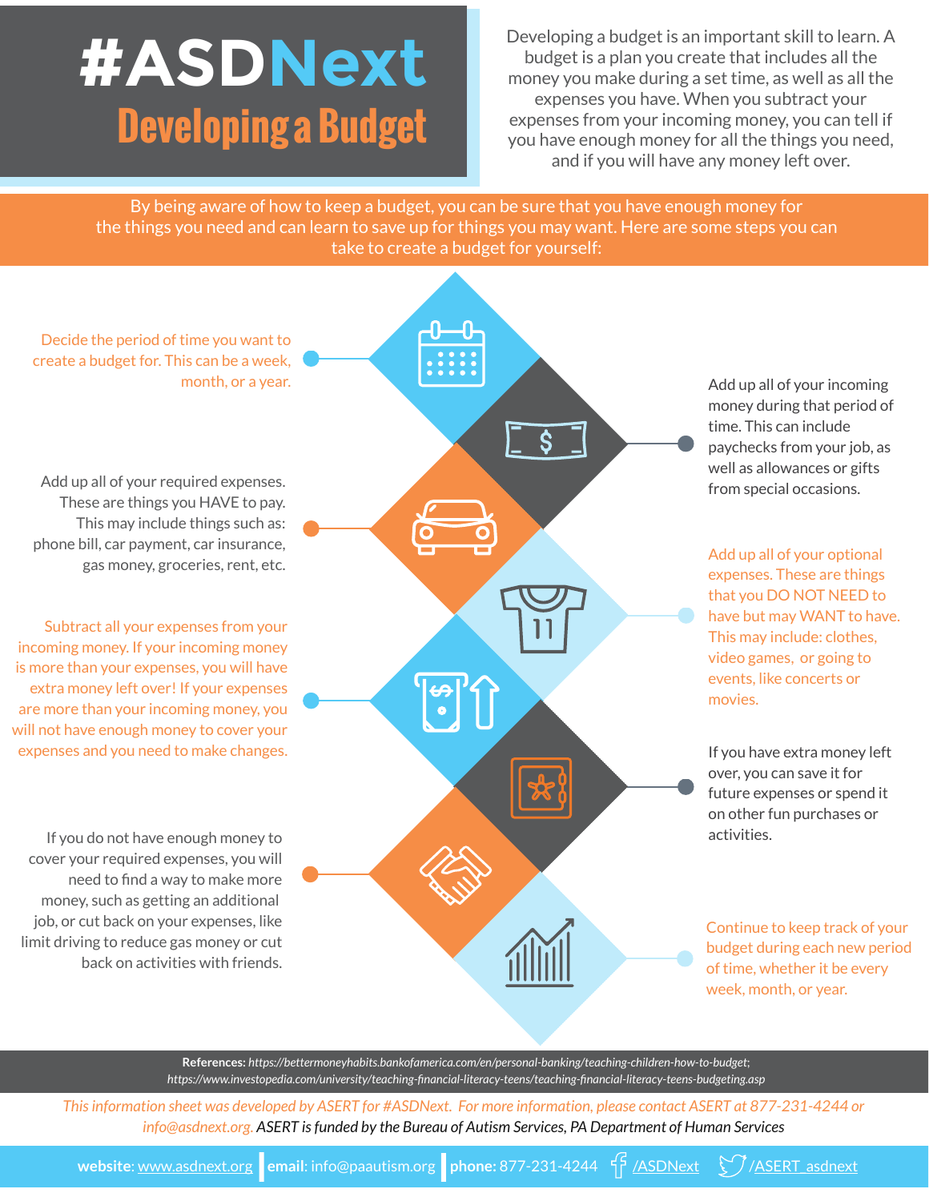# #ASDNext

## Developing a Budget

Developing a budget is an important skill to learn. A budget is a plan you create that includes all the money you make during a set time, as well as all the expenses you have. When you subtract your expenses from your incoming money, you can tell if you have enough money for all the things you need, and if you will have any money left over.

By being aware of how to keep a budget, you can be sure that you have enough money for the things you need and can learn to save up for things you may want. Here are some steps you can take to create a budget for yourself:

- Decide the period of time you want to create a budget for. This can be a week, month, or a year.
- Add up all of your incoming money during that period of time. This can include paychecks from your job, as well as allowances or gifts from special occasions.
- Add up all of your required expenses. These are things you HAVE to pay. This may include things such as: phone bill, car payment, car insurance, gas money, groceries, rent, etc.
- Add up all of your optional expenses. These are things that you DO NOT NEED to have but may WANT to have. This may include: clothes, video games, or going to events, like concerts or movies.
- Subtract all your expenses from your incoming money. If your incoming money is more than your expenses, you will have extra money left over! If your expenses are more than your incoming money, you will not have enough money to cover your expenses and you need to make changes.
- If you have extra money left over, you can save it for future expenses or spend it on other fun purchases or activities.
- If you do not have enough money to cover your required expenses, you will need to find a way to make more money, such as getting an additional job, or cut back on your expenses, like limit driving to reduce gas money or cut back on activities with friends.
- Continue to keep track of your budget during each new period of time, whether it be every week, month, or year.

**References:** *https://bettermoneyhabits.bankofamerica.com/en/personal-banking/teaching-children-how-to-budget; https://www.investopedia.com/university/teaching-financial-literacy-teens/teaching-financial-literacy-teens-budgeting.asp*

*This information sheet was developed by ASERT for #ASDNext. For more information, please contact ASERT at 877-231-4244 or info@asdnext.org. ASERT is funded by the Bureau of Autism Services, PA Department of Human Services*

**website**: www.asdnext.org | **email**: info@paautism.org | **phone:** 877-231-4244 | /ASDNext | /ASERT_asdnext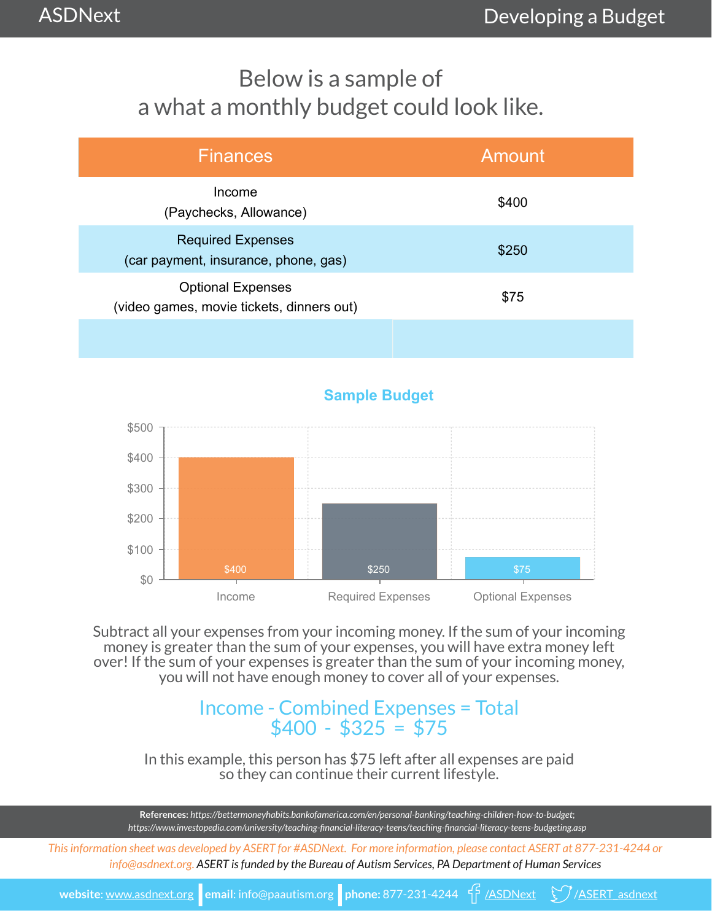Below is a sample of
a what a monthly budget could look like.

| Finances | Amount |
| --- | --- |
| Income (Paychecks, Allowance) | $400 |
| Required Expenses (car payment, insurance, phone, gas) | $250 |
| Optional Expenses (video games, movie tickets, dinners out) | $75 |
| | |

**Sample Budget**

$500
$400
$300
$200
$100
$0

$400
$250
$75

Income
Required Expenses
Optional Expenses

Subtract all your expenses from your incoming money. If the sum of your incoming money is greater than the sum of your expenses, you will have extra money left over! If the sum of your expenses is greater than the sum of your incoming money, you will not have enough money to cover all of your expenses.

Income - Combined Expenses = Total
$400 - $325 = $75

In this example, this person has $75 left after all expenses are paid so they can continue their current lifestyle.

**References:** *https://bettermoneyhabits.bankofamerica.com/en/personal-banking/teaching-children-how-to-budget; https://www.investopedia.com/university/teaching-financial-literacy-teens/teaching-financial-literacy-teens-budgeting.asp*

*This information sheet was developed by ASERT for #ASDNext. For more information, please contact ASERT at 877-231-4244 or info@asdnext.org. ASERT is funded by the Bureau of Autism Services, PA Department of Human Services*

**website**: www.asdnext.org | **email**: info@paautism.org | **phone**: 877-231-4244 | /ASDNext | /ASERT_asdnext